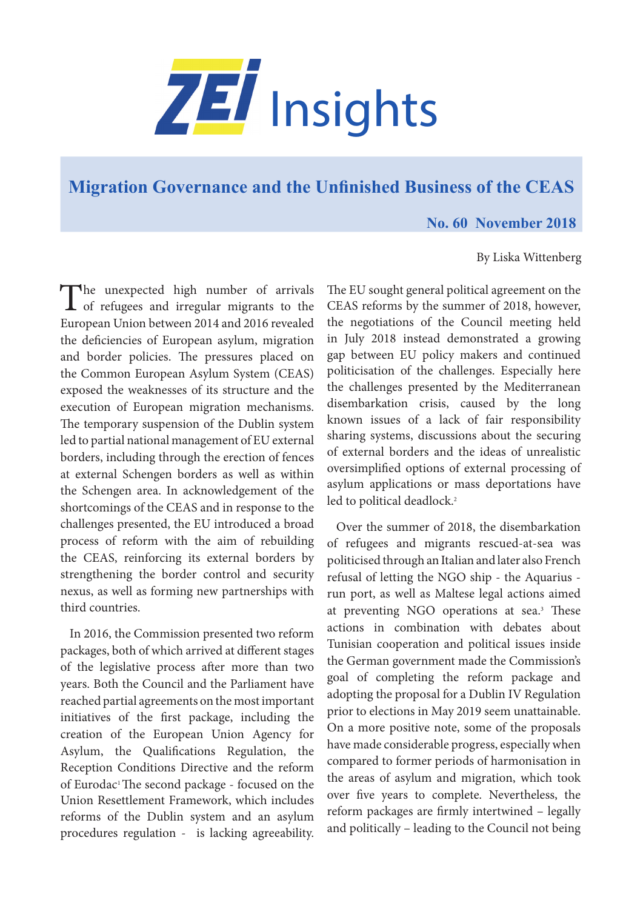# ZEI Insights

## Migration Governance and the Unfinished Business of the CEAS

**No. 60 November 2018**

By Liska Wittenberg

The unexpected high number of arrivals of refugees and irregular migrants to the European Union between 2014 and 2016 revealed the deficiencies of European asylum, migration and border policies. The pressures placed on the Common European Asylum System (CEAS) exposed the weaknesses of its structure and the execution of European migration mechanisms. The temporary suspension of the Dublin system led to partial national management of EU external borders, including through the erection of fences at external Schengen borders as well as within the Schengen area. In acknowledgement of the shortcomings of the CEAS and in response to the challenges presented, the EU introduced a broad process of reform with the aim of rebuilding the CEAS, reinforcing its external borders by strengthening the border control and security nexus, as well as forming new partnerships with third countries.

In 2016, the Commission presented two reform packages, both of which arrived at different stages of the legislative process after more than two years. Both the Council and the Parliament have reached partial agreements on the most important initiatives of the first package, including the creation of the European Union Agency for Asylum, the Qualifications Regulation, the Reception Conditions Directive and the reform of Eurodac[1] The second package - focused on the Union Resettlement Framework, which includes reforms of the Dublin system and an asylum procedures regulation - is lacking agreeability. The EU sought general political agreement on the CEAS reforms by the summer of 2018, however, the negotiations of the Council meeting held in July 2018 instead demonstrated a growing gap between EU policy makers and continued politicisation of the challenges. Especially here the challenges presented by the Mediterranean disembarkation crisis, caused by the long known issues of a lack of fair responsibility sharing systems, discussions about the securing of external borders and the ideas of unrealistic oversimplified options of external processing of asylum applications or mass deportations have led to political deadlock.[2]

Over the summer of 2018, the disembarkation of refugees and migrants rescued-at-sea was politicised through an Italian and later also French refusal of letting the NGO ship - the Aquarius - run port, as well as Maltese legal actions aimed at preventing NGO operations at sea.[3] These actions in combination with debates about Tunisian cooperation and political issues inside the German government made the Commission's goal of completing the reform package and adopting the proposal for a Dublin IV Regulation prior to elections in May 2019 seem unattainable. On a more positive note, some of the proposals have made considerable progress, especially when compared to former periods of harmonisation in the areas of asylum and migration, which took over five years to complete. Nevertheless, the reform packages are firmly intertwined – legally and politically – leading to the Council not being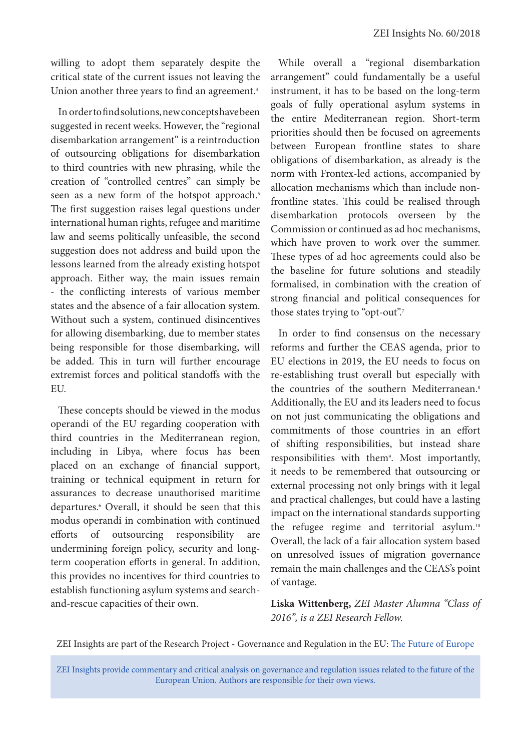willing to adopt them separately despite the critical state of the current issues not leaving the Union another three years to find an agreement.[4]

In order to find solutions, new concepts have been suggested in recent weeks. However, the "regional disembarkation arrangement" is a reintroduction of outsourcing obligations for disembarkation to third countries with new phrasing, while the creation of "controlled centres" can simply be seen as a new form of the hotspot approach.[5] The first suggestion raises legal questions under international human rights, refugee and maritime law and seems politically unfeasible, the second suggestion does not address and build upon the lessons learned from the already existing hotspot approach. Either way, the main issues remain - the conflicting interests of various member states and the absence of a fair allocation system. Without such a system, continued disincentives for allowing disembarking, due to member states being responsible for those disembarking, will be added. This in turn will further encourage extremist forces and political standoffs with the EU.

These concepts should be viewed in the modus operandi of the EU regarding cooperation with third countries in the Mediterranean region, including in Libya, where focus has been placed on an exchange of financial support, training or technical equipment in return for assurances to decrease unauthorised maritime departures.[6] Overall, it should be seen that this modus operandi in combination with continued efforts of outsourcing responsibility are undermining foreign policy, security and long-term cooperation efforts in general. In addition, this provides no incentives for third countries to establish functioning asylum systems and search-and-rescue capacities of their own.

While overall a "regional disembarkation arrangement" could fundamentally be a useful instrument, it has to be based on the long-term goals of fully operational asylum systems in the entire Mediterranean region. Short-term priorities should then be focused on agreements between European frontline states to share obligations of disembarkation, as already is the norm with Frontex-led actions, accompanied by allocation mechanisms which than include non-frontline states. This could be realised through disembarkation protocols overseen by the Commission or continued as ad hoc mechanisms, which have proven to work over the summer. These types of ad hoc agreements could also be the baseline for future solutions and steadily formalised, in combination with the creation of strong financial and political consequences for those states trying to "opt-out".[7]

In order to find consensus on the necessary reforms and further the CEAS agenda, prior to EU elections in 2019, the EU needs to focus on re-establishing trust overall but especially with the countries of the southern Mediterranean.[8] Additionally, the EU and its leaders need to focus on not just communicating the obligations and commitments of those countries in an effort of shifting responsibilities, but instead share responsibilities with them[9]. Most importantly, it needs to be remembered that outsourcing or external processing not only brings with it legal and practical challenges, but could have a lasting impact on the international standards supporting the refugee regime and territorial asylum.[10] Overall, the lack of a fair allocation system based on unresolved issues of migration governance remain the main challenges and the CEAS's point of vantage.

**Liska Wittenberg,** *ZEI Master Alumna "Class of 2016", is a ZEI Research Fellow.*

ZEI Insights are part of the Research Project - Governance and Regulation in the EU: The Future of Europe

ZEI Insights provide commentary and critical analysis on governance and regulation issues related to the future of the European Union. Authors are responsible for their own views.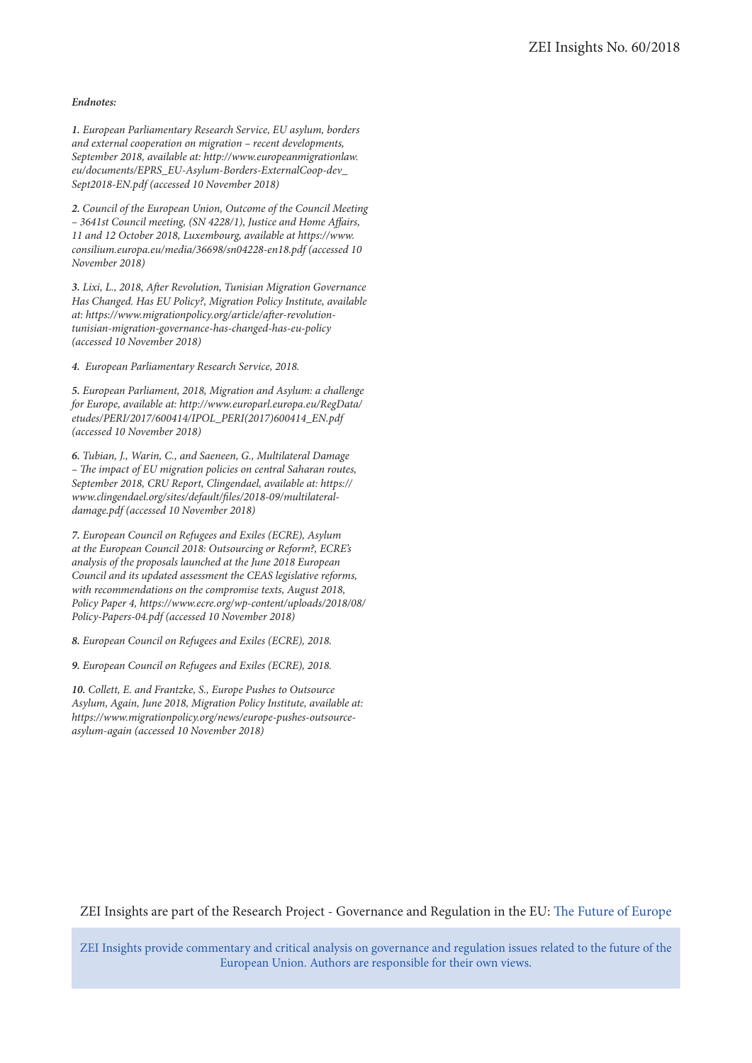***Endnotes:***

***1.*** *European Parliamentary Research Service, EU asylum, borders and external cooperation on migration – recent developments, September 2018, available at: http://www.europeanmigrationlaw.eu/documents/EPRS_EU-Asylum-Borders-ExternalCoop-dev_Sept2018-EN.pdf (accessed 10 November 2018)*

***2.*** *Council of the European Union, Outcome of the Council Meeting – 3641st Council meeting, (SN 4228/1), Justice and Home Affairs, 11 and 12 October 2018, Luxembourg, available at https://www.consilium.europa.eu/media/36698/sn04228-en18.pdf (accessed 10 November 2018)*

***3.*** *Lixi, L., 2018, After Revolution, Tunisian Migration Governance Has Changed. Has EU Policy?, Migration Policy Institute, available at: https://www.migrationpolicy.org/article/after-revolution-tunisian-migration-governance-has-changed-has-eu-policy (accessed 10 November 2018)*

***4.*** *European Parliamentary Research Service, 2018.*

***5.*** *European Parliament, 2018, Migration and Asylum: a challenge for Europe, available at: http://www.europarl.europa.eu/RegData/etudes/PERI/2017/600414/IPOL_PERI(2017)600414_EN.pdf (accessed 10 November 2018)*

***6.*** *Tubian, J., Warin, C., and Saeneen, G., Multilateral Damage – The impact of EU migration policies on central Saharan routes, September 2018, CRU Report, Clingendael, available at: https://www.clingendael.org/sites/default/files/2018-09/multilateral-damage.pdf (accessed 10 November 2018)*

***7.*** *European Council on Refugees and Exiles (ECRE), Asylum at the European Council 2018: Outsourcing or Reform?, ECRE's analysis of the proposals launched at the June 2018 European Council and its updated assessment the CEAS legislative reforms, with recommendations on the compromise texts, August 2018, Policy Paper 4, https://www.ecre.org/wp-content/uploads/2018/08/Policy-Papers-04.pdf (accessed 10 November 2018)*

***8.*** *European Council on Refugees and Exiles (ECRE), 2018.*

***9.*** *European Council on Refugees and Exiles (ECRE), 2018.*

***10.*** *Collett, E. and Frantzke, S., Europe Pushes to Outsource Asylum, Again, June 2018, Migration Policy Institute, available at: https://www.migrationpolicy.org/news/europe-pushes-outsource-asylum-again (accessed 10 November 2018)*

ZEI Insights are part of the Research Project - Governance and Regulation in the EU: The Future of Europe

ZEI Insights provide commentary and critical analysis on governance and regulation issues related to the future of the European Union. Authors are responsible for their own views.